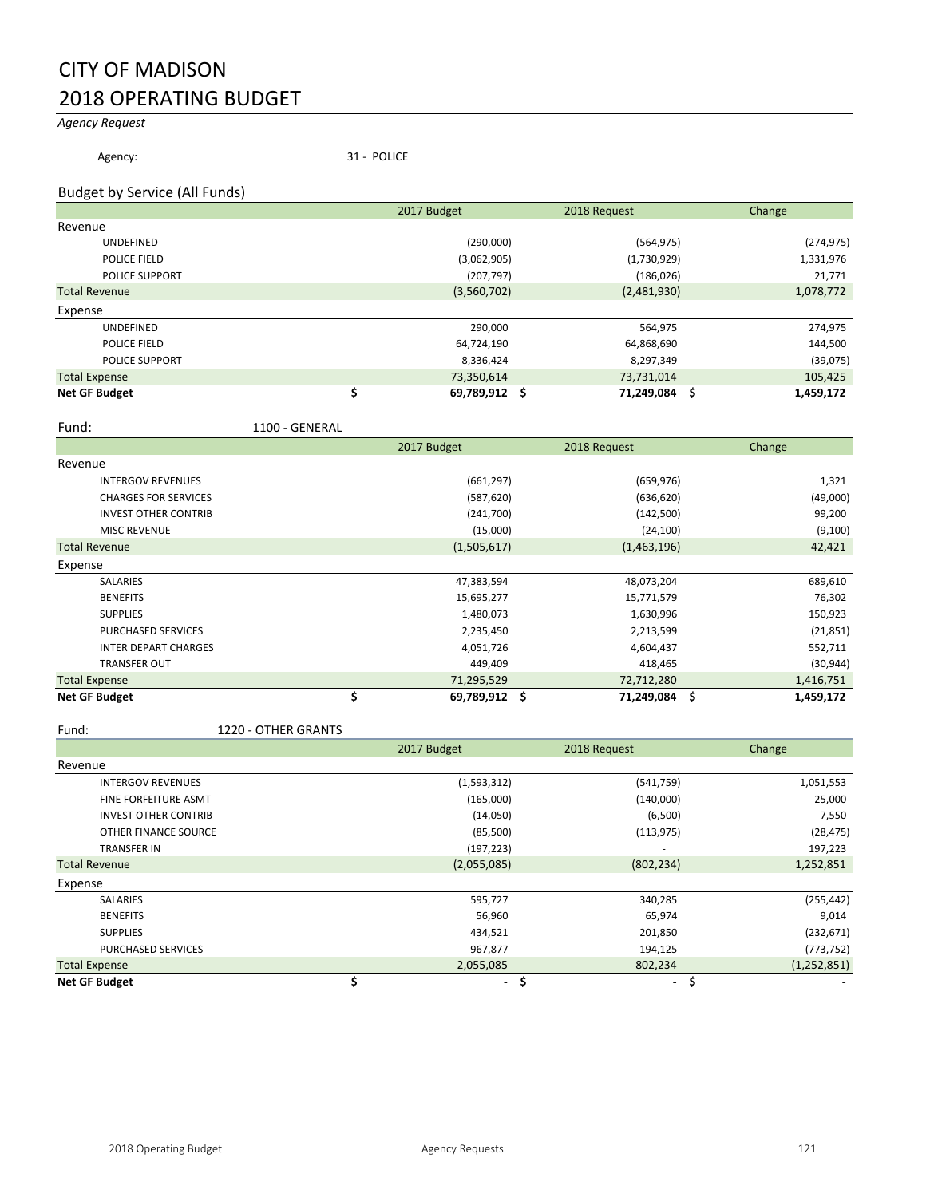# CITY OF MADISON
# 2018 OPERATING BUDGET

*Agency Request*

Agency: 31 - POLICE

## Budget by Service (All Funds)

| | 2017 Budget | 2018 Request | Change |
|---|---|---|---|
| **Revenue** | | | |
| UNDEFINED | (290,000) | (564,975) | (274,975) |
| POLICE FIELD | (3,062,905) | (1,730,929) | 1,331,976 |
| POLICE SUPPORT | (207,797) | (186,026) | 21,771 |
| Total Revenue | (3,560,702) | (2,481,930) | 1,078,772 |
| **Expense** | | | |
| UNDEFINED | 290,000 | 564,975 | 274,975 |
| POLICE FIELD | 64,724,190 | 64,868,690 | 144,500 |
| POLICE SUPPORT | 8,336,424 | 8,297,349 | (39,075) |
| Total Expense | 73,350,614 | 73,731,014 | 105,425 |
| **Net GF Budget** | **$ 69,789,912** | **$ 71,249,084** | **$ 1,459,172** |

Fund: 1100 - GENERAL

| | 2017 Budget | 2018 Request | Change |
|---|---|---|---|
| **Revenue** | | | |
| INTERGOV REVENUES | (661,297) | (659,976) | 1,321 |
| CHARGES FOR SERVICES | (587,620) | (636,620) | (49,000) |
| INVEST OTHER CONTRIB | (241,700) | (142,500) | 99,200 |
| MISC REVENUE | (15,000) | (24,100) | (9,100) |
| Total Revenue | (1,505,617) | (1,463,196) | 42,421 |
| **Expense** | | | |
| SALARIES | 47,383,594 | 48,073,204 | 689,610 |
| BENEFITS | 15,695,277 | 15,771,579 | 76,302 |
| SUPPLIES | 1,480,073 | 1,630,996 | 150,923 |
| PURCHASED SERVICES | 2,235,450 | 2,213,599 | (21,851) |
| INTER DEPART CHARGES | 4,051,726 | 4,604,437 | 552,711 |
| TRANSFER OUT | 449,409 | 418,465 | (30,944) |
| Total Expense | 71,295,529 | 72,712,280 | 1,416,751 |
| **Net GF Budget** | **$ 69,789,912** | **$ 71,249,084** | **$ 1,459,172** |

Fund: 1220 - OTHER GRANTS

| | 2017 Budget | 2018 Request | Change |
|---|---|---|---|
| **Revenue** | | | |
| INTERGOV REVENUES | (1,593,312) | (541,759) | 1,051,553 |
| FINE FORFEITURE ASMT | (165,000) | (140,000) | 25,000 |
| INVEST OTHER CONTRIB | (14,050) | (6,500) | 7,550 |
| OTHER FINANCE SOURCE | (85,500) | (113,975) | (28,475) |
| TRANSFER IN | (197,223) | - | 197,223 |
| Total Revenue | (2,055,085) | (802,234) | 1,252,851 |
| **Expense** | | | |
| SALARIES | 595,727 | 340,285 | (255,442) |
| BENEFITS | 56,960 | 65,974 | 9,014 |
| SUPPLIES | 434,521 | 201,850 | (232,671) |
| PURCHASED SERVICES | 967,877 | 194,125 | (773,752) |
| Total Expense | 2,055,085 | 802,234 | (1,252,851) |
| **Net GF Budget** | **$ -** | **$ -** | **$ -** |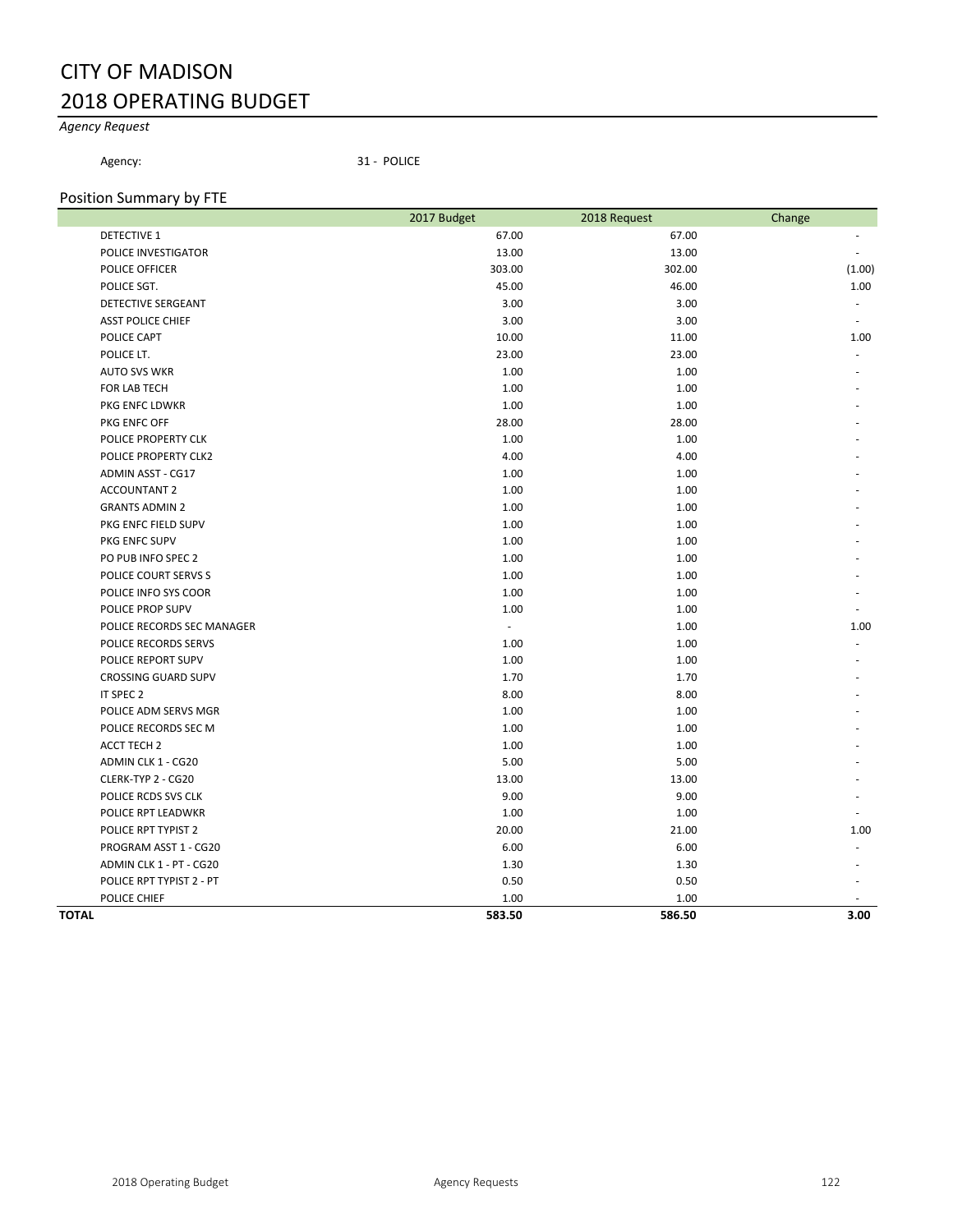# CITY OF MADISON
# 2018 OPERATING BUDGET

*Agency Request*

Agency: 31 - POLICE

## Position Summary by FTE

| | 2017 Budget | 2018 Request | Change |
|---|---|---|---|
| DETECTIVE 1 | 67.00 | 67.00 | - |
| POLICE INVESTIGATOR | 13.00 | 13.00 | - |
| POLICE OFFICER | 303.00 | 302.00 | (1.00) |
| POLICE SGT. | 45.00 | 46.00 | 1.00 |
| DETECTIVE SERGEANT | 3.00 | 3.00 | - |
| ASST POLICE CHIEF | 3.00 | 3.00 | - |
| POLICE CAPT | 10.00 | 11.00 | 1.00 |
| POLICE LT. | 23.00 | 23.00 | - |
| AUTO SVS WKR | 1.00 | 1.00 | - |
| FOR LAB TECH | 1.00 | 1.00 | - |
| PKG ENFC LDWKR | 1.00 | 1.00 | - |
| PKG ENFC OFF | 28.00 | 28.00 | - |
| POLICE PROPERTY CLK | 1.00 | 1.00 | - |
| POLICE PROPERTY CLK2 | 4.00 | 4.00 | - |
| ADMIN ASST - CG17 | 1.00 | 1.00 | - |
| ACCOUNTANT 2 | 1.00 | 1.00 | - |
| GRANTS ADMIN 2 | 1.00 | 1.00 | - |
| PKG ENFC FIELD SUPV | 1.00 | 1.00 | - |
| PKG ENFC SUPV | 1.00 | 1.00 | - |
| PO PUB INFO SPEC 2 | 1.00 | 1.00 | - |
| POLICE COURT SERVS S | 1.00 | 1.00 | - |
| POLICE INFO SYS COOR | 1.00 | 1.00 | - |
| POLICE PROP SUPV | 1.00 | 1.00 | - |
| POLICE RECORDS SEC MANAGER | - | 1.00 | 1.00 |
| POLICE RECORDS SERVS | 1.00 | 1.00 | - |
| POLICE REPORT SUPV | 1.00 | 1.00 | - |
| CROSSING GUARD SUPV | 1.70 | 1.70 | - |
| IT SPEC 2 | 8.00 | 8.00 | - |
| POLICE ADM SERVS MGR | 1.00 | 1.00 | - |
| POLICE RECORDS SEC M | 1.00 | 1.00 | - |
| ACCT TECH 2 | 1.00 | 1.00 | - |
| ADMIN CLK 1 - CG20 | 5.00 | 5.00 | - |
| CLERK-TYP 2 - CG20 | 13.00 | 13.00 | - |
| POLICE RCDS SVS CLK | 9.00 | 9.00 | - |
| POLICE RPT LEADWKR | 1.00 | 1.00 | - |
| POLICE RPT TYPIST 2 | 20.00 | 21.00 | 1.00 |
| PROGRAM ASST 1 - CG20 | 6.00 | 6.00 | - |
| ADMIN CLK 1 - PT - CG20 | 1.30 | 1.30 | - |
| POLICE RPT TYPIST 2 - PT | 0.50 | 0.50 | - |
| POLICE CHIEF | 1.00 | 1.00 | - |
| **TOTAL** | **583.50** | **586.50** | **3.00** |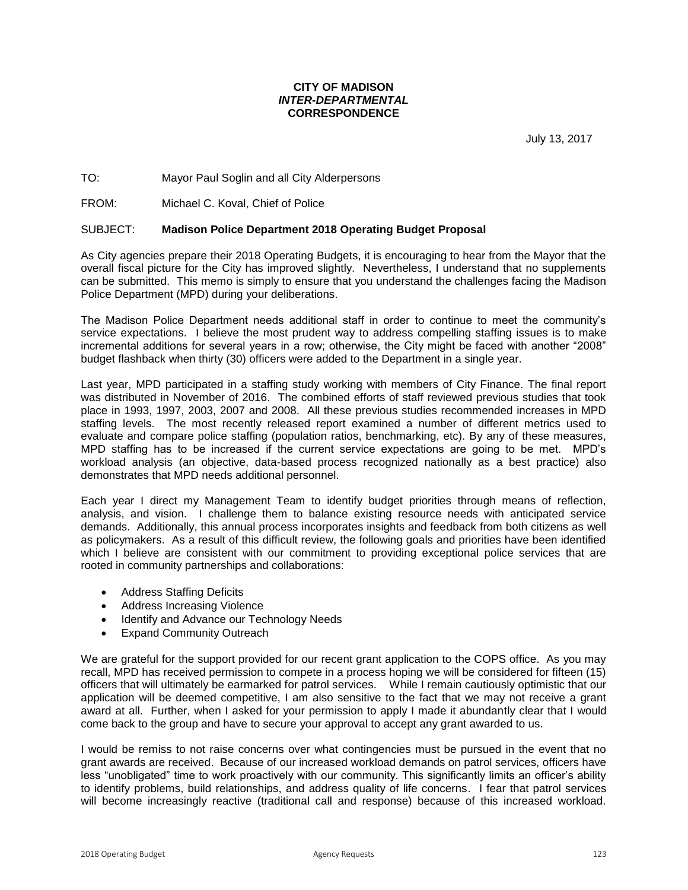**CITY OF MADISON**
***INTER-DEPARTMENTAL***
**CORRESPONDENCE**

July 13, 2017

TO: Mayor Paul Soglin and all City Alderpersons

FROM: Michael C. Koval, Chief of Police

SUBJECT: **Madison Police Department 2018 Operating Budget Proposal**

As City agencies prepare their 2018 Operating Budgets, it is encouraging to hear from the Mayor that the overall fiscal picture for the City has improved slightly. Nevertheless, I understand that no supplements can be submitted. This memo is simply to ensure that you understand the challenges facing the Madison Police Department (MPD) during your deliberations.

The Madison Police Department needs additional staff in order to continue to meet the community's service expectations. I believe the most prudent way to address compelling staffing issues is to make incremental additions for several years in a row; otherwise, the City might be faced with another "2008" budget flashback when thirty (30) officers were added to the Department in a single year.

Last year, MPD participated in a staffing study working with members of City Finance. The final report was distributed in November of 2016. The combined efforts of staff reviewed previous studies that took place in 1993, 1997, 2003, 2007 and 2008. All these previous studies recommended increases in MPD staffing levels. The most recently released report examined a number of different metrics used to evaluate and compare police staffing (population ratios, benchmarking, etc). By any of these measures, MPD staffing has to be increased if the current service expectations are going to be met. MPD's workload analysis (an objective, data-based process recognized nationally as a best practice) also demonstrates that MPD needs additional personnel.

Each year I direct my Management Team to identify budget priorities through means of reflection, analysis, and vision. I challenge them to balance existing resource needs with anticipated service demands. Additionally, this annual process incorporates insights and feedback from both citizens as well as policymakers. As a result of this difficult review, the following goals and priorities have been identified which I believe are consistent with our commitment to providing exceptional police services that are rooted in community partnerships and collaborations:

- Address Staffing Deficits
- Address Increasing Violence
- Identify and Advance our Technology Needs
- Expand Community Outreach

We are grateful for the support provided for our recent grant application to the COPS office. As you may recall, MPD has received permission to compete in a process hoping we will be considered for fifteen (15) officers that will ultimately be earmarked for patrol services. While I remain cautiously optimistic that our application will be deemed competitive, I am also sensitive to the fact that we may not receive a grant award at all. Further, when I asked for your permission to apply I made it abundantly clear that I would come back to the group and have to secure your approval to accept any grant awarded to us.

I would be remiss to not raise concerns over what contingencies must be pursued in the event that no grant awards are received. Because of our increased workload demands on patrol services, officers have less "unobligated" time to work proactively with our community. This significantly limits an officer's ability to identify problems, build relationships, and address quality of life concerns. I fear that patrol services will become increasingly reactive (traditional call and response) because of this increased workload.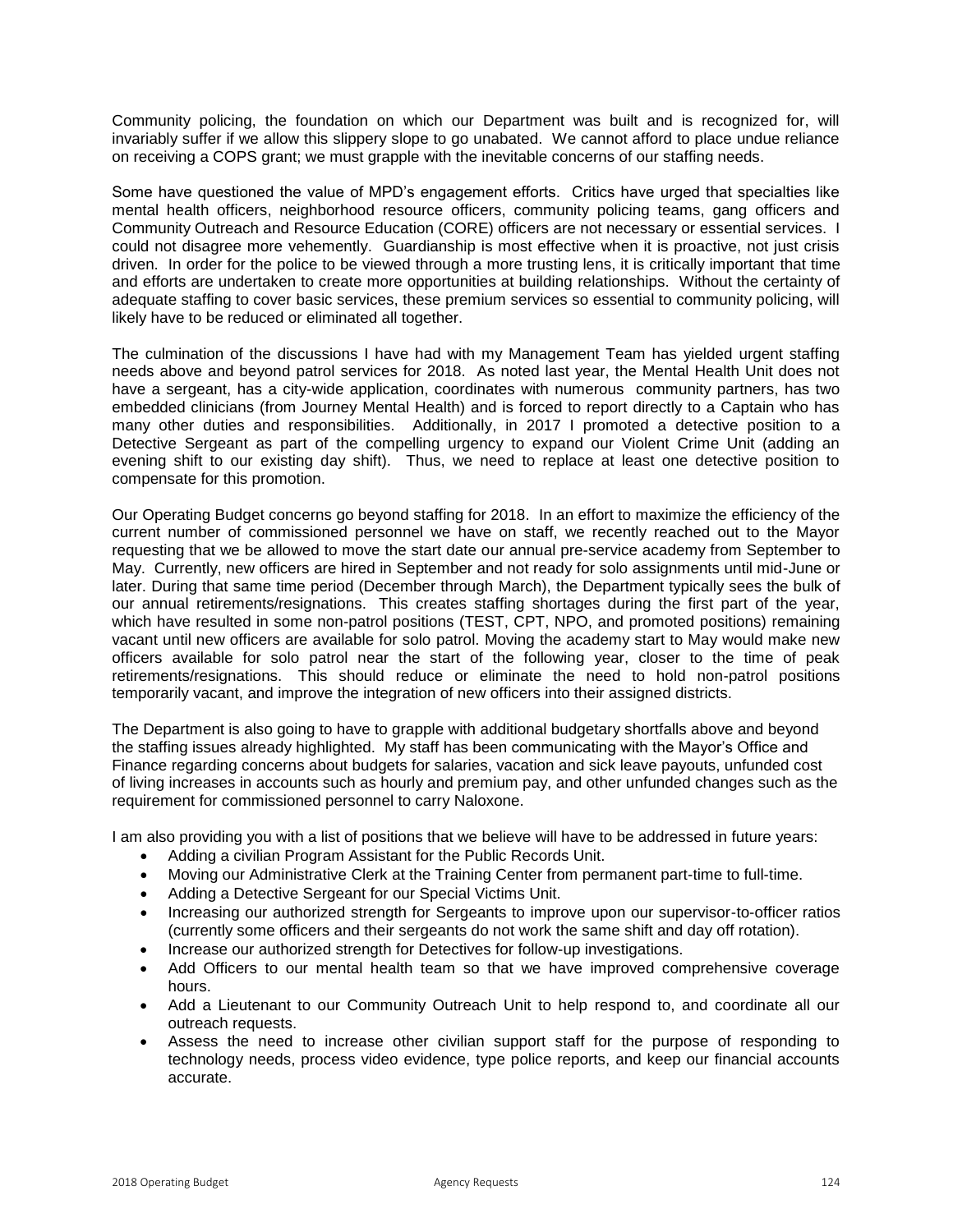Community policing, the foundation on which our Department was built and is recognized for, will invariably suffer if we allow this slippery slope to go unabated. We cannot afford to place undue reliance on receiving a COPS grant; we must grapple with the inevitable concerns of our staffing needs.

Some have questioned the value of MPD's engagement efforts. Critics have urged that specialties like mental health officers, neighborhood resource officers, community policing teams, gang officers and Community Outreach and Resource Education (CORE) officers are not necessary or essential services. I could not disagree more vehemently. Guardianship is most effective when it is proactive, not just crisis driven. In order for the police to be viewed through a more trusting lens, it is critically important that time and efforts are undertaken to create more opportunities at building relationships. Without the certainty of adequate staffing to cover basic services, these premium services so essential to community policing, will likely have to be reduced or eliminated all together.

The culmination of the discussions I have had with my Management Team has yielded urgent staffing needs above and beyond patrol services for 2018. As noted last year, the Mental Health Unit does not have a sergeant, has a city-wide application, coordinates with numerous community partners, has two embedded clinicians (from Journey Mental Health) and is forced to report directly to a Captain who has many other duties and responsibilities. Additionally, in 2017 I promoted a detective position to a Detective Sergeant as part of the compelling urgency to expand our Violent Crime Unit (adding an evening shift to our existing day shift). Thus, we need to replace at least one detective position to compensate for this promotion.

Our Operating Budget concerns go beyond staffing for 2018. In an effort to maximize the efficiency of the current number of commissioned personnel we have on staff, we recently reached out to the Mayor requesting that we be allowed to move the start date our annual pre-service academy from September to May. Currently, new officers are hired in September and not ready for solo assignments until mid-June or later. During that same time period (December through March), the Department typically sees the bulk of our annual retirements/resignations. This creates staffing shortages during the first part of the year, which have resulted in some non-patrol positions (TEST, CPT, NPO, and promoted positions) remaining vacant until new officers are available for solo patrol. Moving the academy start to May would make new officers available for solo patrol near the start of the following year, closer to the time of peak retirements/resignations. This should reduce or eliminate the need to hold non-patrol positions temporarily vacant, and improve the integration of new officers into their assigned districts.

The Department is also going to have to grapple with additional budgetary shortfalls above and beyond the staffing issues already highlighted. My staff has been communicating with the Mayor's Office and Finance regarding concerns about budgets for salaries, vacation and sick leave payouts, unfunded cost of living increases in accounts such as hourly and premium pay, and other unfunded changes such as the requirement for commissioned personnel to carry Naloxone.

I am also providing you with a list of positions that we believe will have to be addressed in future years:

- Adding a civilian Program Assistant for the Public Records Unit.
- Moving our Administrative Clerk at the Training Center from permanent part-time to full-time.
- Adding a Detective Sergeant for our Special Victims Unit.
- Increasing our authorized strength for Sergeants to improve upon our supervisor-to-officer ratios (currently some officers and their sergeants do not work the same shift and day off rotation).
- Increase our authorized strength for Detectives for follow-up investigations.
- Add Officers to our mental health team so that we have improved comprehensive coverage hours.
- Add a Lieutenant to our Community Outreach Unit to help respond to, and coordinate all our outreach requests.
- Assess the need to increase other civilian support staff for the purpose of responding to technology needs, process video evidence, type police reports, and keep our financial accounts accurate.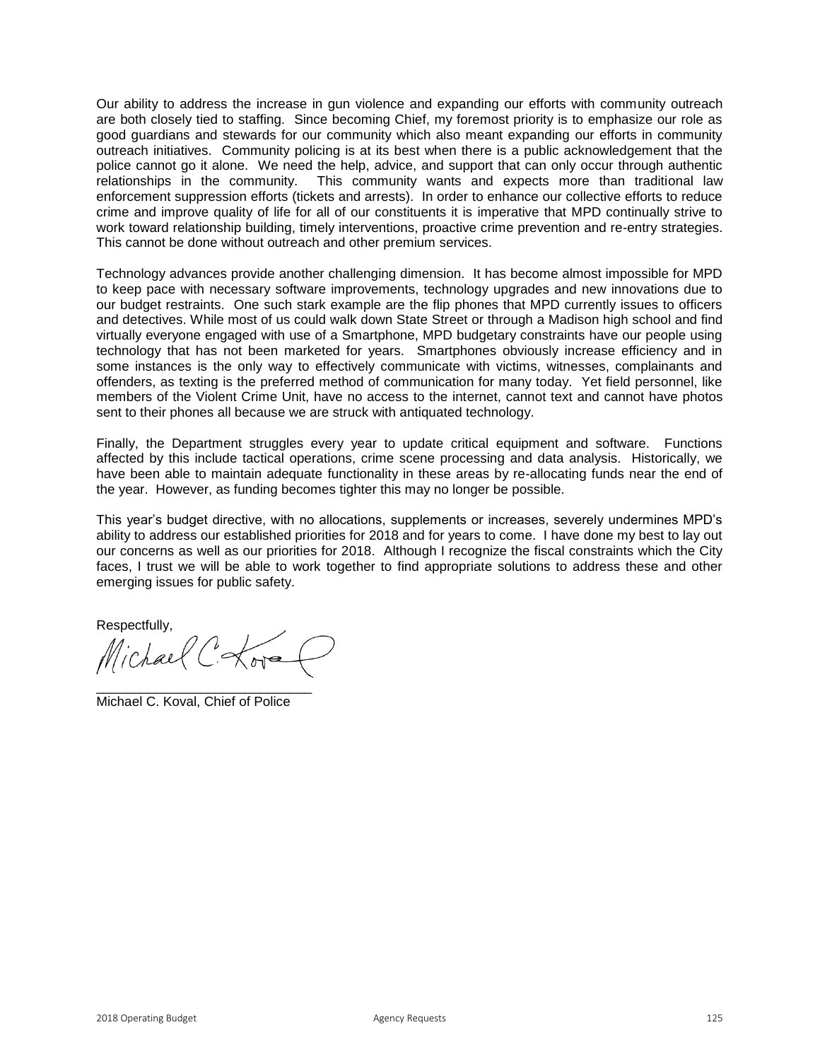Our ability to address the increase in gun violence and expanding our efforts with community outreach are both closely tied to staffing. Since becoming Chief, my foremost priority is to emphasize our role as good guardians and stewards for our community which also meant expanding our efforts in community outreach initiatives. Community policing is at its best when there is a public acknowledgement that the police cannot go it alone. We need the help, advice, and support that can only occur through authentic relationships in the community. This community wants and expects more than traditional law enforcement suppression efforts (tickets and arrests). In order to enhance our collective efforts to reduce crime and improve quality of life for all of our constituents it is imperative that MPD continually strive to work toward relationship building, timely interventions, proactive crime prevention and re-entry strategies. This cannot be done without outreach and other premium services.

Technology advances provide another challenging dimension. It has become almost impossible for MPD to keep pace with necessary software improvements, technology upgrades and new innovations due to our budget restraints. One such stark example are the flip phones that MPD currently issues to officers and detectives. While most of us could walk down State Street or through a Madison high school and find virtually everyone engaged with use of a Smartphone, MPD budgetary constraints have our people using technology that has not been marketed for years. Smartphones obviously increase efficiency and in some instances is the only way to effectively communicate with victims, witnesses, complainants and offenders, as texting is the preferred method of communication for many today. Yet field personnel, like members of the Violent Crime Unit, have no access to the internet, cannot text and cannot have photos sent to their phones all because we are struck with antiquated technology.

Finally, the Department struggles every year to update critical equipment and software. Functions affected by this include tactical operations, crime scene processing and data analysis. Historically, we have been able to maintain adequate functionality in these areas by re-allocating funds near the end of the year. However, as funding becomes tighter this may no longer be possible.

This year's budget directive, with no allocations, supplements or increases, severely undermines MPD's ability to address our established priorities for 2018 and for years to come. I have done my best to lay out our concerns as well as our priorities for 2018. Although I recognize the fiscal constraints which the City faces, I trust we will be able to work together to find appropriate solutions to address these and other emerging issues for public safety.

Respectfully,

Michael C. Koval

______________________________

Michael C. Koval, Chief of Police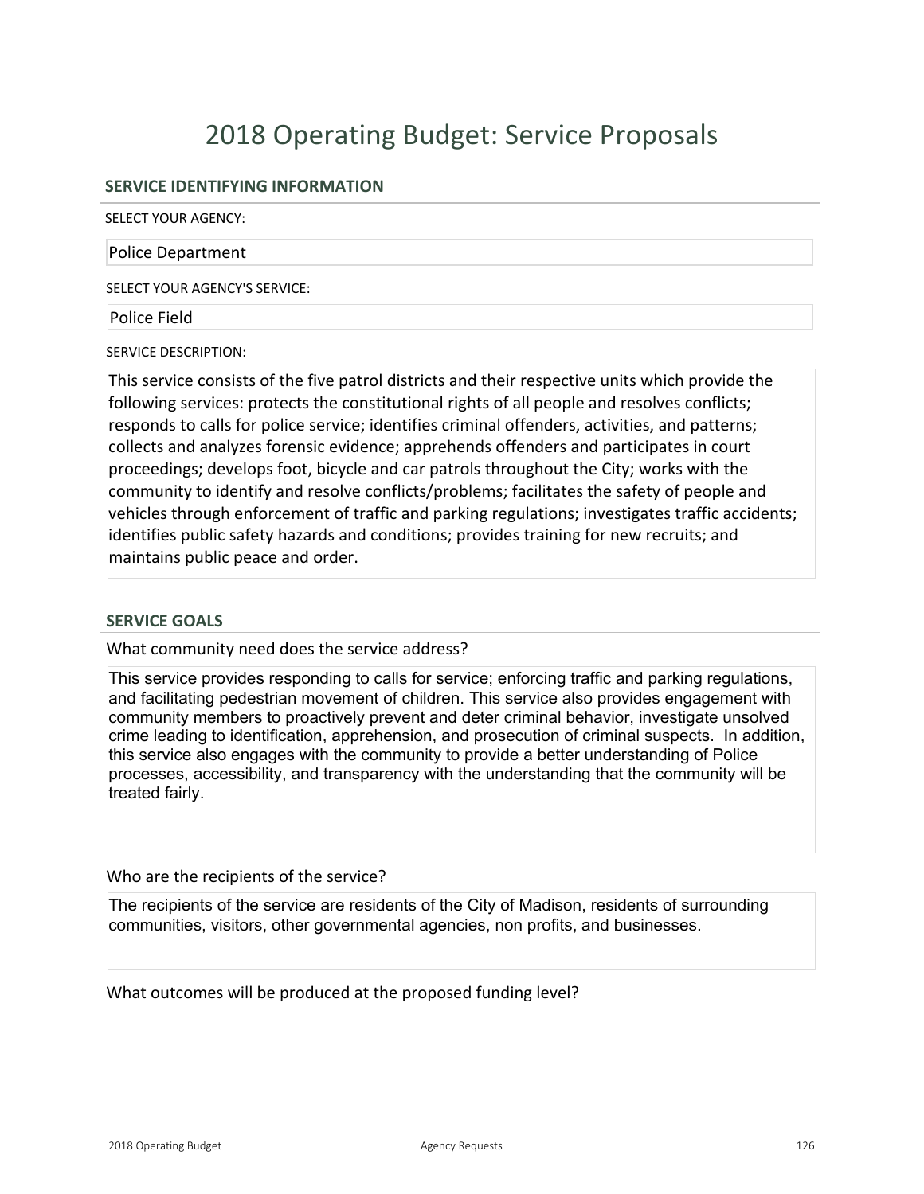# 2018 Operating Budget: Service Proposals

## SERVICE IDENTIFYING INFORMATION

SELECT YOUR AGENCY:

Police Department

SELECT YOUR AGENCY'S SERVICE:

Police Field

SERVICE DESCRIPTION:

This service consists of the five patrol districts and their respective units which provide the following services: protects the constitutional rights of all people and resolves conflicts; responds to calls for police service; identifies criminal offenders, activities, and patterns; collects and analyzes forensic evidence; apprehends offenders and participates in court proceedings; develops foot, bicycle and car patrols throughout the City; works with the community to identify and resolve conflicts/problems; facilitates the safety of people and vehicles through enforcement of traffic and parking regulations; investigates traffic accidents; identifies public safety hazards and conditions; provides training for new recruits; and maintains public peace and order.

## SERVICE GOALS

What community need does the service address?

This service provides responding to calls for service; enforcing traffic and parking regulations, and facilitating pedestrian movement of children. This service also provides engagement with community members to proactively prevent and deter criminal behavior, investigate unsolved crime leading to identification, apprehension, and prosecution of criminal suspects. In addition, this service also engages with the community to provide a better understanding of Police processes, accessibility, and transparency with the understanding that the community will be treated fairly.

Who are the recipients of the service?

The recipients of the service are residents of the City of Madison, residents of surrounding communities, visitors, other governmental agencies, non profits, and businesses.

What outcomes will be produced at the proposed funding level?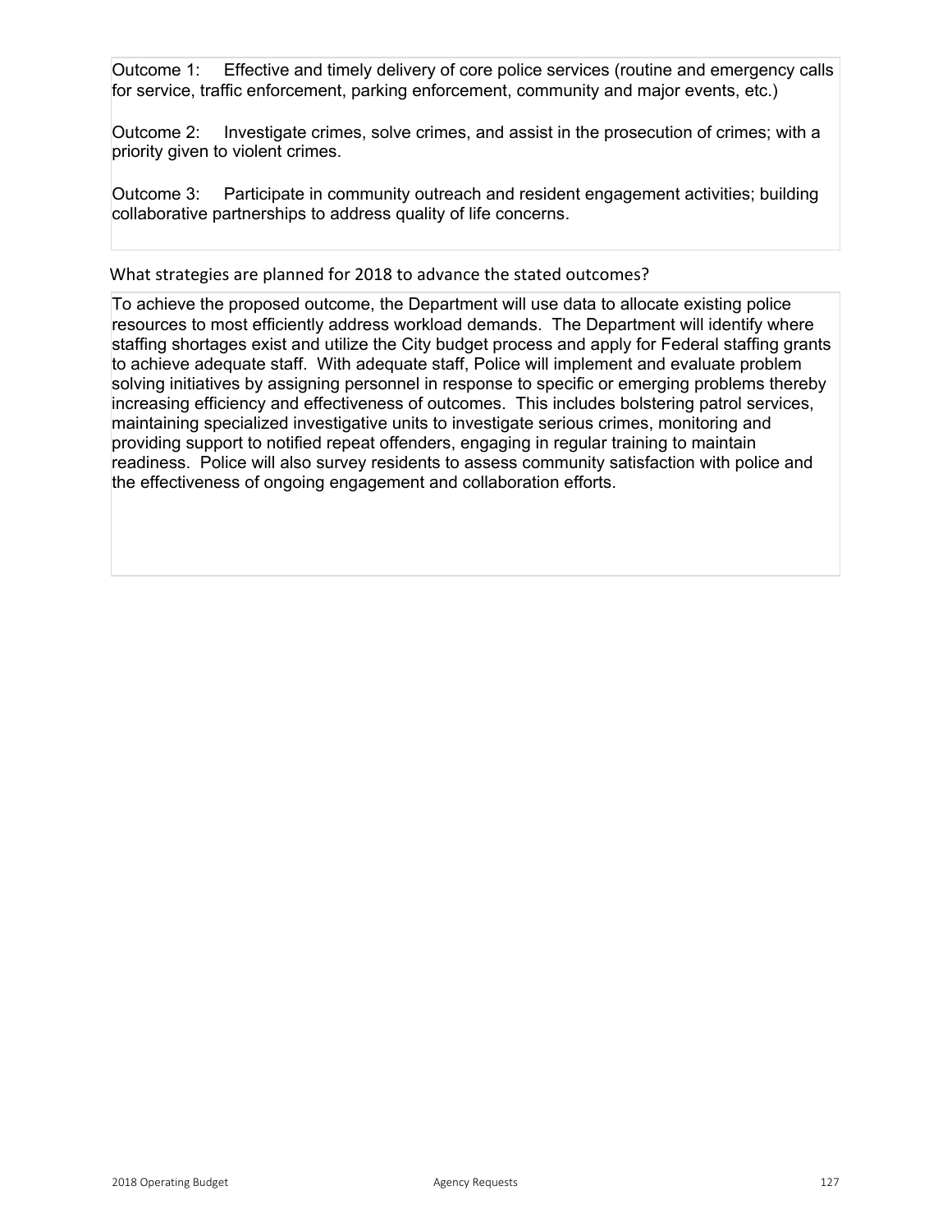Outcome 1: Effective and timely delivery of core police services (routine and emergency calls for service, traffic enforcement, parking enforcement, community and major events, etc.)

Outcome 2: Investigate crimes, solve crimes, and assist in the prosecution of crimes; with a priority given to violent crimes.

Outcome 3: Participate in community outreach and resident engagement activities; building collaborative partnerships to address quality of life concerns.

What strategies are planned for 2018 to advance the stated outcomes?

To achieve the proposed outcome, the Department will use data to allocate existing police resources to most efficiently address workload demands. The Department will identify where staffing shortages exist and utilize the City budget process and apply for Federal staffing grants to achieve adequate staff. With adequate staff, Police will implement and evaluate problem solving initiatives by assigning personnel in response to specific or emerging problems thereby increasing efficiency and effectiveness of outcomes. This includes bolstering patrol services, maintaining specialized investigative units to investigate serious crimes, monitoring and providing support to notified repeat offenders, engaging in regular training to maintain readiness. Police will also survey residents to assess community satisfaction with police and the effectiveness of ongoing engagement and collaboration efforts.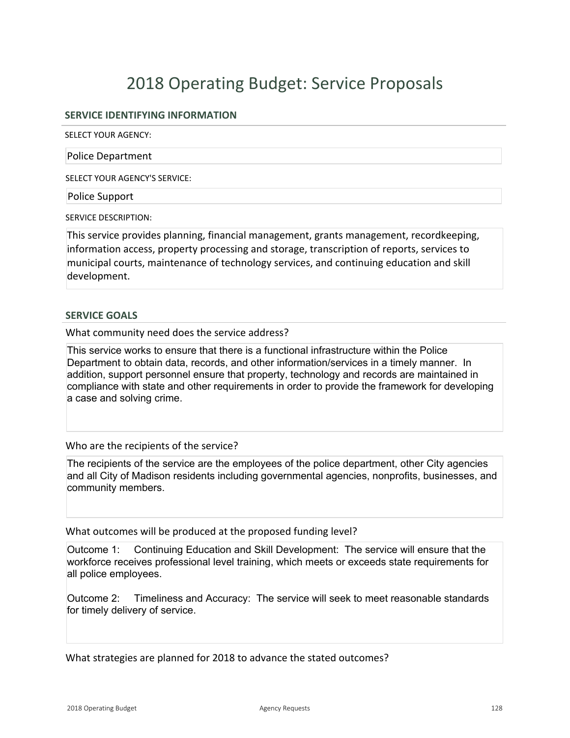# 2018 Operating Budget: Service Proposals

## SERVICE IDENTIFYING INFORMATION

SELECT YOUR AGENCY:

Police Department

SELECT YOUR AGENCY'S SERVICE:

Police Support

SERVICE DESCRIPTION:

This service provides planning, financial management, grants management, recordkeeping, information access, property processing and storage, transcription of reports, services to municipal courts, maintenance of technology services, and continuing education and skill development.

## SERVICE GOALS

What community need does the service address?

This service works to ensure that there is a functional infrastructure within the Police Department to obtain data, records, and other information/services in a timely manner. In addition, support personnel ensure that property, technology and records are maintained in compliance with state and other requirements in order to provide the framework for developing a case and solving crime.

Who are the recipients of the service?

The recipients of the service are the employees of the police department, other City agencies and all City of Madison residents including governmental agencies, nonprofits, businesses, and community members.

What outcomes will be produced at the proposed funding level?

Outcome 1: Continuing Education and Skill Development: The service will ensure that the workforce receives professional level training, which meets or exceeds state requirements for all police employees.

Outcome 2: Timeliness and Accuracy: The service will seek to meet reasonable standards for timely delivery of service.

What strategies are planned for 2018 to advance the stated outcomes?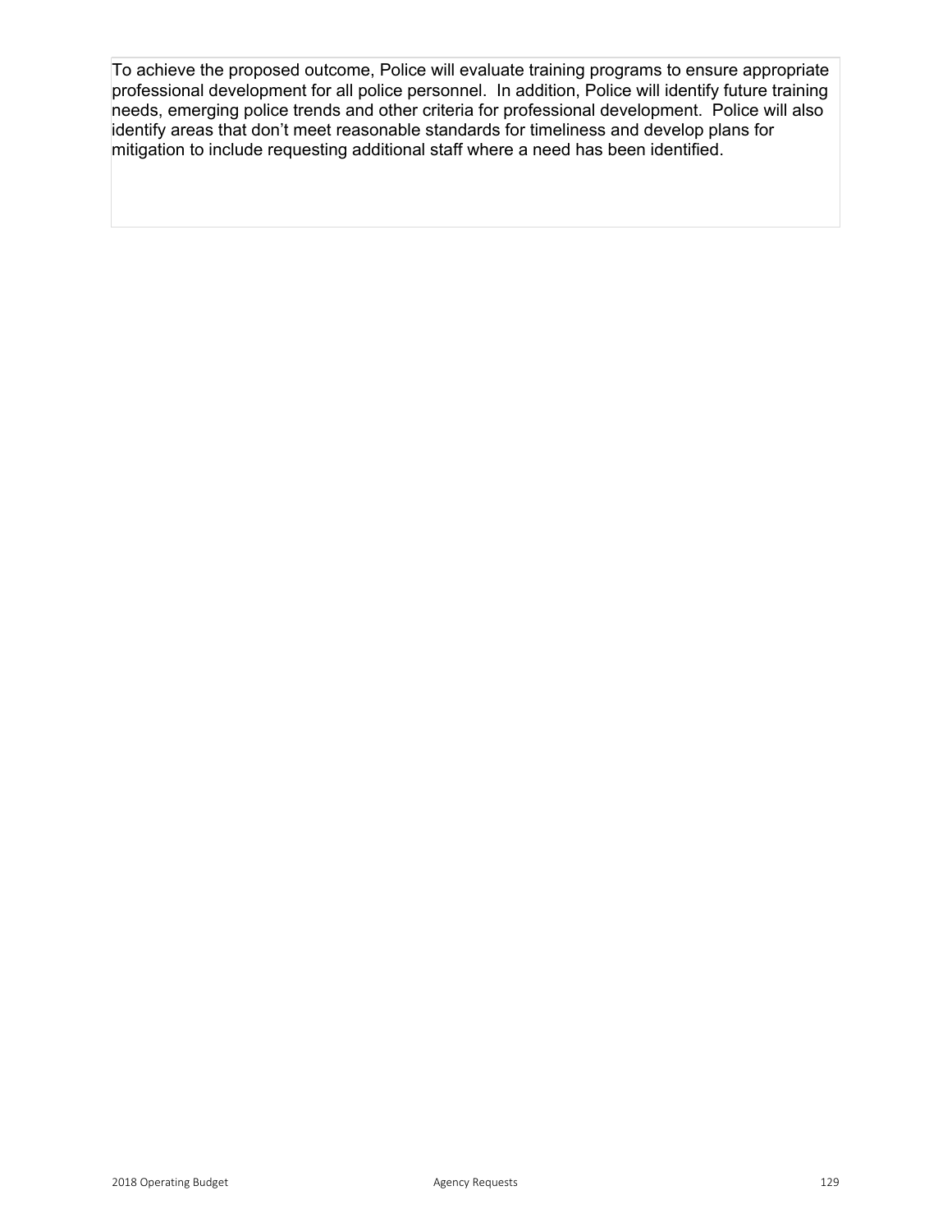To achieve the proposed outcome, Police will evaluate training programs to ensure appropriate professional development for all police personnel. In addition, Police will identify future training needs, emerging police trends and other criteria for professional development. Police will also identify areas that don't meet reasonable standards for timeliness and develop plans for mitigation to include requesting additional staff where a need has been identified.